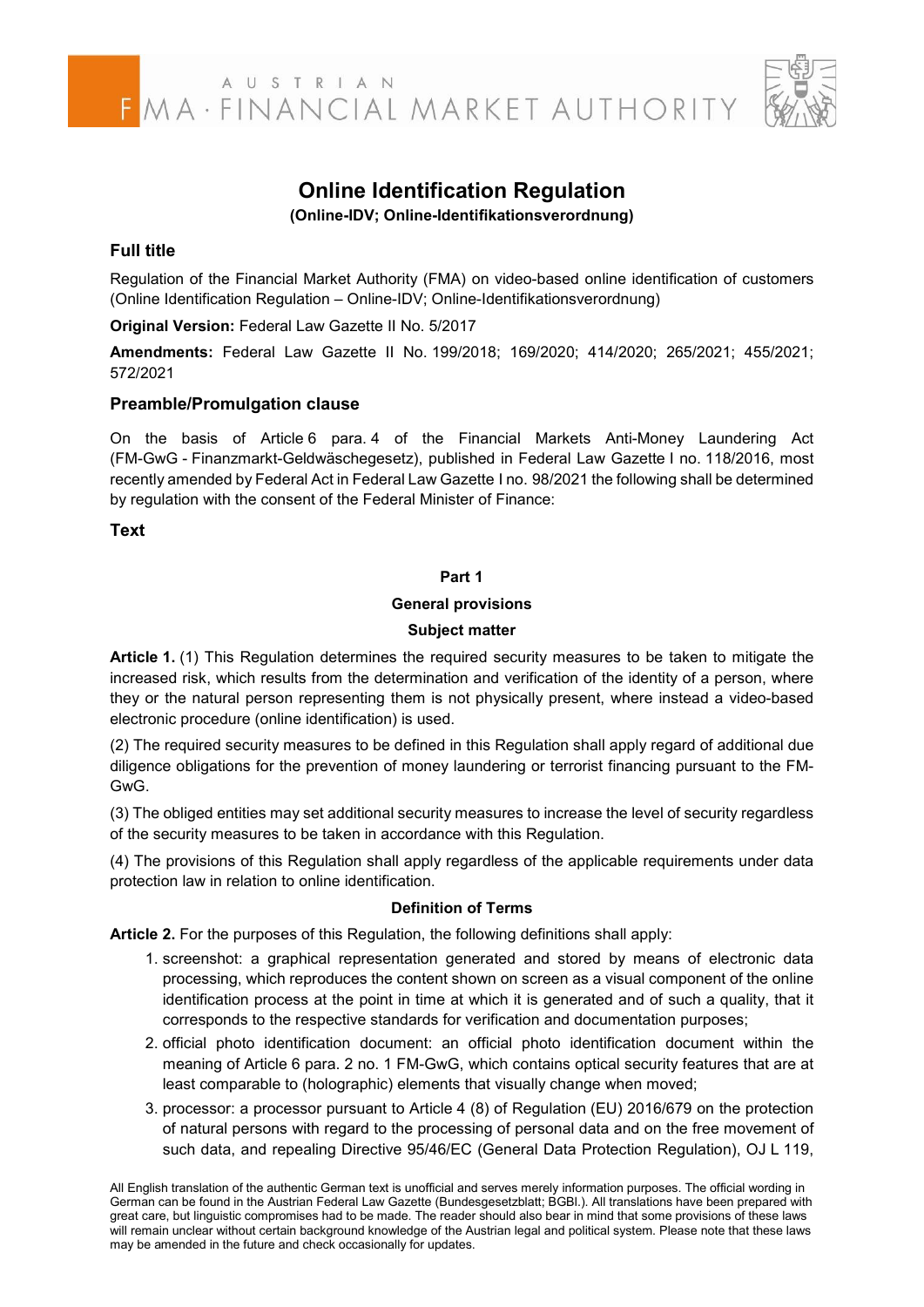# Online Identification Regulation

**(Online-IDV; Online-Identifikationsverordnung)**

## Full title

Regulation of the Financial Market Authority (FMA) on video-based online identification of customers (Online Identification Regulation – Online-IDV; Online-Identifikationsverordnung)

**Original Version:** Federal Law Gazette II No. 5/2017

**Amendments:** Federal Law Gazette II No. 199/2018; 169/2020; 414/2020; 265/2021; 455/2021; 572/2021

## Preamble/Promulgation clause

On the basis of Article 6 para. 4 of the Financial Markets Anti-Money Laundering Act (FM-GwG - Finanzmarkt-Geldwäschegesetz), published in Federal Law Gazette I no. 118/2016, most recently amended by Federal Act in Federal Law Gazette I no. 98/2021 the following shall be determined by regulation with the consent of the Federal Minister of Finance:

## Text

**Part 1**

**General provisions**

**Subject matter**

**Article 1.** (1) This Regulation determines the required security measures to be taken to mitigate the increased risk, which results from the determination and verification of the identity of a person, where they or the natural person representing them is not physically present, where instead a video-based electronic procedure (online identification) is used.

(2) The required security measures to be defined in this Regulation shall apply regard of additional due diligence obligations for the prevention of money laundering or terrorist financing pursuant to the FM-GwG.

(3) The obliged entities may set additional security measures to increase the level of security regardless of the security measures to be taken in accordance with this Regulation.

(4) The provisions of this Regulation shall apply regardless of the applicable requirements under data protection law in relation to online identification.

**Definition of Terms**

**Article 2.** For the purposes of this Regulation, the following definitions shall apply:

1. screenshot: a graphical representation generated and stored by means of electronic data processing, which reproduces the content shown on screen as a visual component of the online identification process at the point in time at which it is generated and of such a quality, that it corresponds to the respective standards for verification and documentation purposes;
2. official photo identification document: an official photo identification document within the meaning of Article 6 para. 2 no. 1 FM-GwG, which contains optical security features that are at least comparable to (holographic) elements that visually change when moved;
3. processor: a processor pursuant to Article 4 (8) of Regulation (EU) 2016/679 on the protection of natural persons with regard to the processing of personal data and on the free movement of such data, and repealing Directive 95/46/EC (General Data Protection Regulation), OJ L 119,

All English translation of the authentic German text is unofficial and serves merely information purposes. The official wording in German can be found in the Austrian Federal Law Gazette (Bundesgesetzblatt; BGBl.). All translations have been prepared with great care, but linguistic compromises had to be made. The reader should also bear in mind that some provisions of these laws will remain unclear without certain background knowledge of the Austrian legal and political system. Please note that these laws may be amended in the future and check occasionally for updates.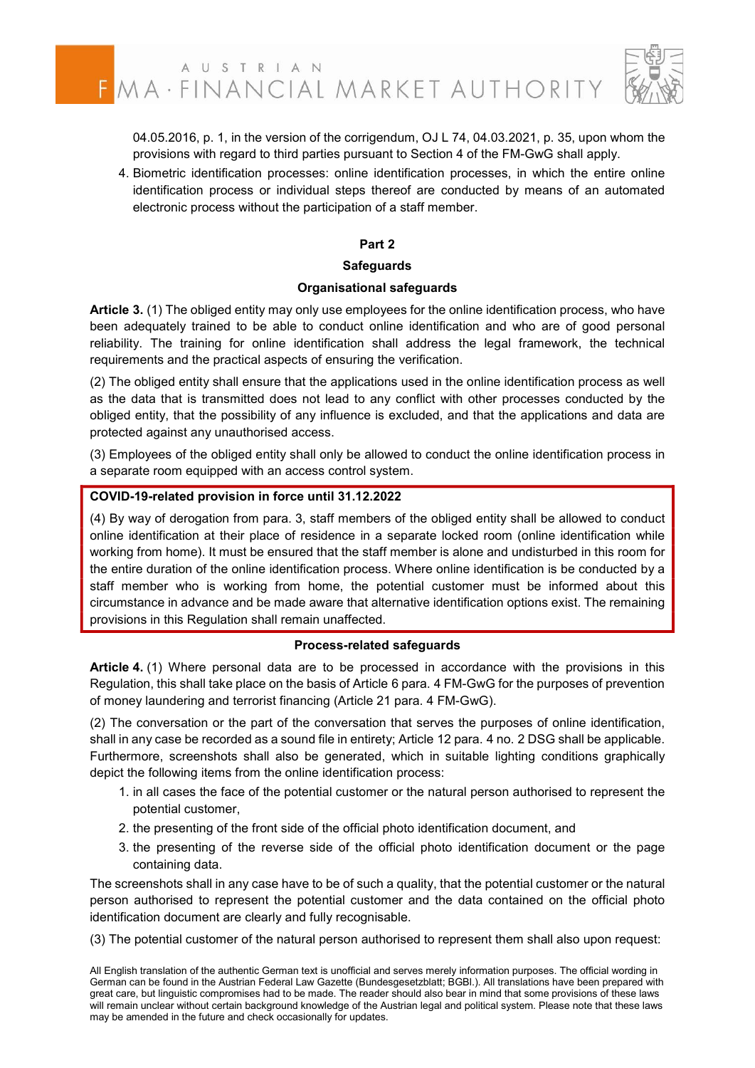04.05.2016, p. 1, in the version of the corrigendum, OJ L 74, 04.03.2021, p. 35, upon whom the provisions with regard to third parties pursuant to Section 4 of the FM-GwG shall apply.

4. Biometric identification processes: online identification processes, in which the entire online identification process or individual steps thereof are conducted by means of an automated electronic process without the participation of a staff member.

## Part 2

## Safeguards

### Organisational safeguards

**Article 3.** (1) The obliged entity may only use employees for the online identification process, who have been adequately trained to be able to conduct online identification and who are of good personal reliability. The training for online identification shall address the legal framework, the technical requirements and the practical aspects of ensuring the verification.

(2) The obliged entity shall ensure that the applications used in the online identification process as well as the data that is transmitted does not lead to any conflict with other processes conducted by the obliged entity, that the possibility of any influence is excluded, and that the applications and data are protected against any unauthorised access.

(3) Employees of the obliged entity shall only be allowed to conduct the online identification process in a separate room equipped with an access control system.

**COVID-19-related provision in force until 31.12.2022**

(4) By way of derogation from para. 3, staff members of the obliged entity shall be allowed to conduct online identification at their place of residence in a separate locked room (online identification while working from home). It must be ensured that the staff member is alone and undisturbed in this room for the entire duration of the online identification process. Where online identification is be conducted by a staff member who is working from home, the potential customer must be informed about this circumstance in advance and be made aware that alternative identification options exist. The remaining provisions in this Regulation shall remain unaffected.

### Process-related safeguards

**Article 4.** (1) Where personal data are to be processed in accordance with the provisions in this Regulation, this shall take place on the basis of Article 6 para. 4 FM-GwG for the purposes of prevention of money laundering and terrorist financing (Article 21 para. 4 FM-GwG).

(2) The conversation or the part of the conversation that serves the purposes of online identification, shall in any case be recorded as a sound file in entirety; Article 12 para. 4 no. 2 DSG shall be applicable. Furthermore, screenshots shall also be generated, which in suitable lighting conditions graphically depict the following items from the online identification process:

1. in all cases the face of the potential customer or the natural person authorised to represent the potential customer,
2. the presenting of the front side of the official photo identification document, and
3. the presenting of the reverse side of the official photo identification document or the page containing data.

The screenshots shall in any case have to be of such a quality, that the potential customer or the natural person authorised to represent the potential customer and the data contained on the official photo identification document are clearly and fully recognisable.

(3) The potential customer of the natural person authorised to represent them shall also upon request:

All English translation of the authentic German text is unofficial and serves merely information purposes. The official wording in German can be found in the Austrian Federal Law Gazette (Bundesgesetzblatt; BGBl.). All translations have been prepared with great care, but linguistic compromises had to be made. The reader should also bear in mind that some provisions of these laws will remain unclear without certain background knowledge of the Austrian legal and political system. Please note that these laws may be amended in the future and check occasionally for updates.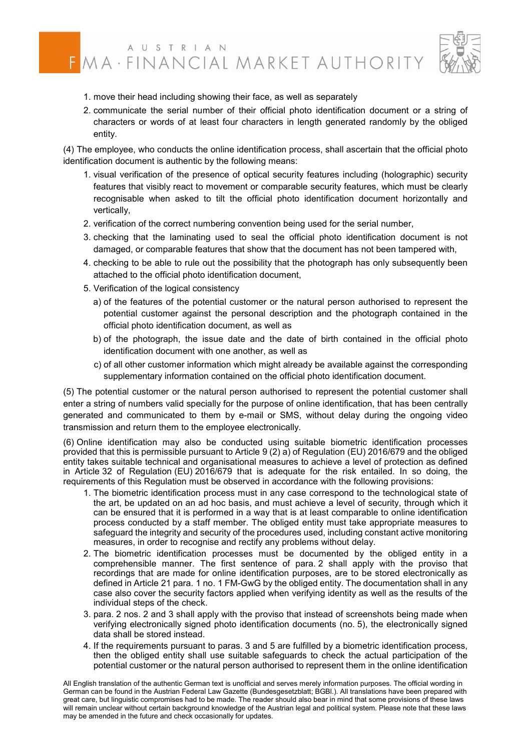1. move their head including showing their face, as well as separately
2. communicate the serial number of their official photo identification document or a string of characters or words of at least four characters in length generated randomly by the obliged entity.

(4) The employee, who conducts the online identification process, shall ascertain that the official photo identification document is authentic by the following means:

1. visual verification of the presence of optical security features including (holographic) security features that visibly react to movement or comparable security features, which must be clearly recognisable when asked to tilt the official photo identification document horizontally and vertically,
2. verification of the correct numbering convention being used for the serial number,
3. checking that the laminating used to seal the official photo identification document is not damaged, or comparable features that show that the document has not been tampered with,
4. checking to be able to rule out the possibility that the photograph has only subsequently been attached to the official photo identification document,
5. Verification of the logical consistency
   a) of the features of the potential customer or the natural person authorised to represent the potential customer against the personal description and the photograph contained in the official photo identification document, as well as
   b) of the photograph, the issue date and the date of birth contained in the official photo identification document with one another, as well as
   c) of all other customer information which might already be available against the corresponding supplementary information contained on the official photo identification document.

(5) The potential customer or the natural person authorised to represent the potential customer shall enter a string of numbers valid specially for the purpose of online identification, that has been centrally generated and communicated to them by e-mail or SMS, without delay during the ongoing video transmission and return them to the employee electronically.

(6) Online identification may also be conducted using suitable biometric identification processes provided that this is permissible pursuant to Article 9 (2) a) of Regulation (EU) 2016/679 and the obliged entity takes suitable technical and organisational measures to achieve a level of protection as defined in Article 32 of Regulation (EU) 2016/679 that is adequate for the risk entailed. In so doing, the requirements of this Regulation must be observed in accordance with the following provisions:

1. The biometric identification process must in any case correspond to the technological state of the art, be updated on an ad hoc basis, and must achieve a level of security, through which it can be ensured that it is performed in a way that is at least comparable to online identification process conducted by a staff member. The obliged entity must take appropriate measures to safeguard the integrity and security of the procedures used, including constant active monitoring measures, in order to recognise and rectify any problems without delay.
2. The biometric identification processes must be documented by the obliged entity in a comprehensible manner. The first sentence of para. 2 shall apply with the proviso that recordings that are made for online identification purposes, are to be stored electronically as defined in Article 21 para. 1 no. 1 FM-GwG by the obliged entity. The documentation shall in any case also cover the security factors applied when verifying identity as well as the results of the individual steps of the check.
3. para. 2 nos. 2 and 3 shall apply with the proviso that instead of screenshots being made when verifying electronically signed photo identification documents (no. 5), the electronically signed data shall be stored instead.
4. If the requirements pursuant to paras. 3 and 5 are fulfilled by a biometric identification process, then the obliged entity shall use suitable safeguards to check the actual participation of the potential customer or the natural person authorised to represent them in the online identification

All English translation of the authentic German text is unofficial and serves merely information purposes. The official wording in German can be found in the Austrian Federal Law Gazette (Bundesgesetzblatt; BGBl.). All translations have been prepared with great care, but linguistic compromises had to be made. The reader should also bear in mind that some provisions of these laws will remain unclear without certain background knowledge of the Austrian legal and political system. Please note that these laws may be amended in the future and check occasionally for updates.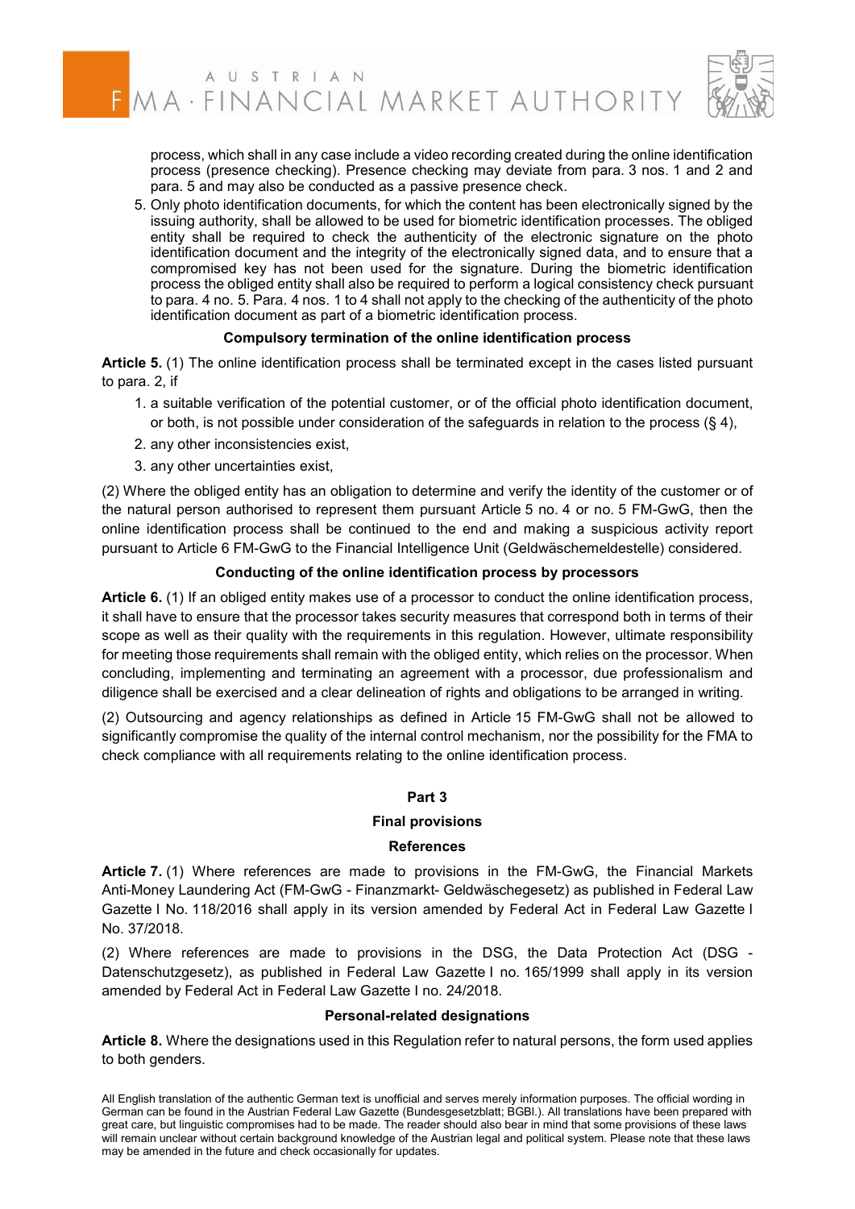process, which shall in any case include a video recording created during the online identification process (presence checking). Presence checking may deviate from para. 3 nos. 1 and 2 and para. 5 and may also be conducted as a passive presence check.

5. Only photo identification documents, for which the content has been electronically signed by the issuing authority, shall be allowed to be used for biometric identification processes. The obliged entity shall be required to check the authenticity of the electronic signature on the photo identification document and the integrity of the electronically signed data, and to ensure that a compromised key has not been used for the signature. During the biometric identification process the obliged entity shall also be required to perform a logical consistency check pursuant to para. 4 no. 5. Para. 4 nos. 1 to 4 shall not apply to the checking of the authenticity of the photo identification document as part of a biometric identification process.

**Compulsory termination of the online identification process**

**Article 5.** (1) The online identification process shall be terminated except in the cases listed pursuant to para. 2, if

1. a suitable verification of the potential customer, or of the official photo identification document, or both, is not possible under consideration of the safeguards in relation to the process (§ 4),
2. any other inconsistencies exist,
3. any other uncertainties exist,

(2) Where the obliged entity has an obligation to determine and verify the identity of the customer or of the natural person authorised to represent them pursuant Article 5 no. 4 or no. 5 FM-GwG, then the online identification process shall be continued to the end and making a suspicious activity report pursuant to Article 6 FM-GwG to the Financial Intelligence Unit (Geldwäschemeldestelle) considered.

**Conducting of the online identification process by processors**

**Article 6.** (1) If an obliged entity makes use of a processor to conduct the online identification process, it shall have to ensure that the processor takes security measures that correspond both in terms of their scope as well as their quality with the requirements in this regulation. However, ultimate responsibility for meeting those requirements shall remain with the obliged entity, which relies on the processor. When concluding, implementing and terminating an agreement with a processor, due professionalism and diligence shall be exercised and a clear delineation of rights and obligations to be arranged in writing.

(2) Outsourcing and agency relationships as defined in Article 15 FM-GwG shall not be allowed to significantly compromise the quality of the internal control mechanism, nor the possibility for the FMA to check compliance with all requirements relating to the online identification process.

## Part 3

## Final provisions

**References**

**Article 7.** (1) Where references are made to provisions in the FM-GwG, the Financial Markets Anti-Money Laundering Act (FM-GwG - Finanzmarkt- Geldwäschegesetz) as published in Federal Law Gazette I No. 118/2016 shall apply in its version amended by Federal Act in Federal Law Gazette I No. 37/2018.

(2) Where references are made to provisions in the DSG, the Data Protection Act (DSG - Datenschutzgesetz), as published in Federal Law Gazette I no. 165/1999 shall apply in its version amended by Federal Act in Federal Law Gazette I no. 24/2018.

**Personal-related designations**

**Article 8.** Where the designations used in this Regulation refer to natural persons, the form used applies to both genders.

All English translation of the authentic German text is unofficial and serves merely information purposes. The official wording in German can be found in the Austrian Federal Law Gazette (Bundesgesetzblatt; BGBl.). All translations have been prepared with great care, but linguistic compromises had to be made. The reader should also bear in mind that some provisions of these laws will remain unclear without certain background knowledge of the Austrian legal and political system. Please note that these laws may be amended in the future and check occasionally for updates.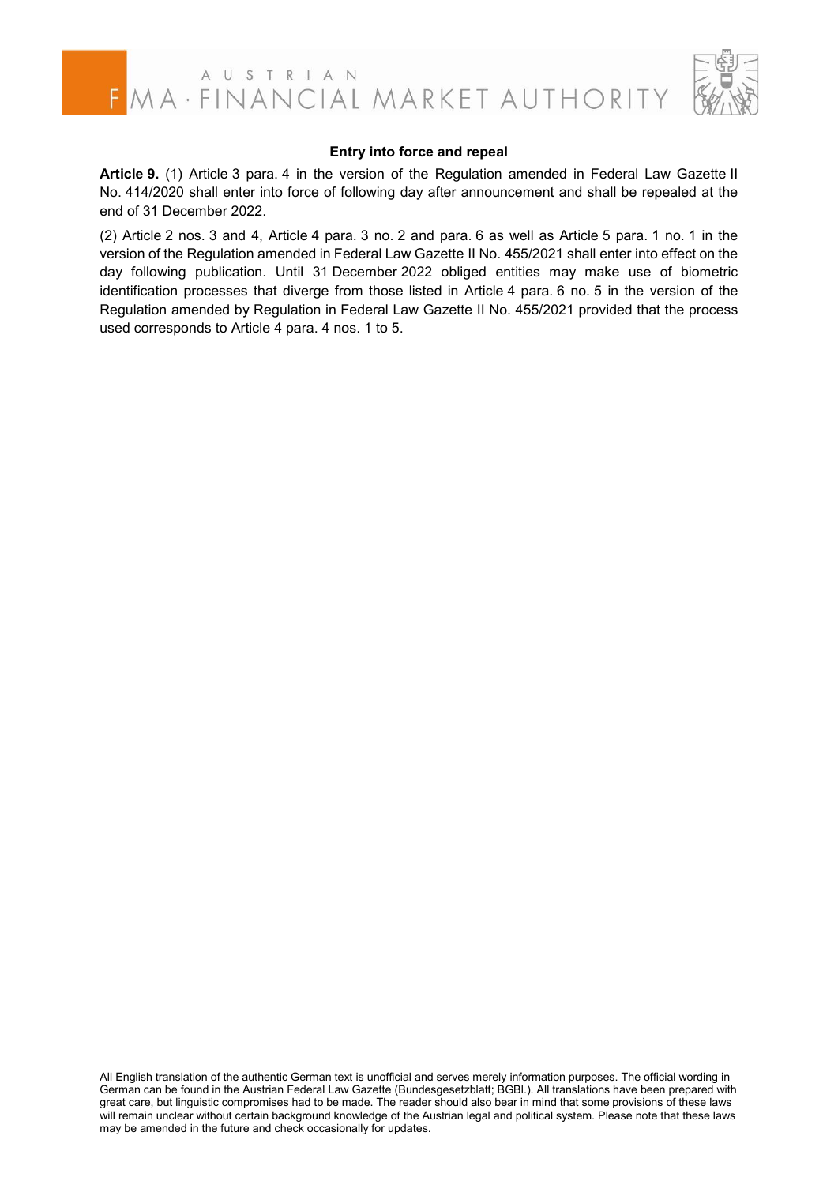**Entry into force and repeal**

**Article 9.** (1) Article 3 para. 4 in the version of the Regulation amended in Federal Law Gazette II No. 414/2020 shall enter into force of following day after announcement and shall be repealed at the end of 31 December 2022.

(2) Article 2 nos. 3 and 4, Article 4 para. 3 no. 2 and para. 6 as well as Article 5 para. 1 no. 1 in the version of the Regulation amended in Federal Law Gazette II No. 455/2021 shall enter into effect on the day following publication. Until 31 December 2022 obliged entities may make use of biometric identification processes that diverge from those listed in Article 4 para. 6 no. 5 in the version of the Regulation amended by Regulation in Federal Law Gazette II No. 455/2021 provided that the process used corresponds to Article 4 para. 4 nos. 1 to 5.